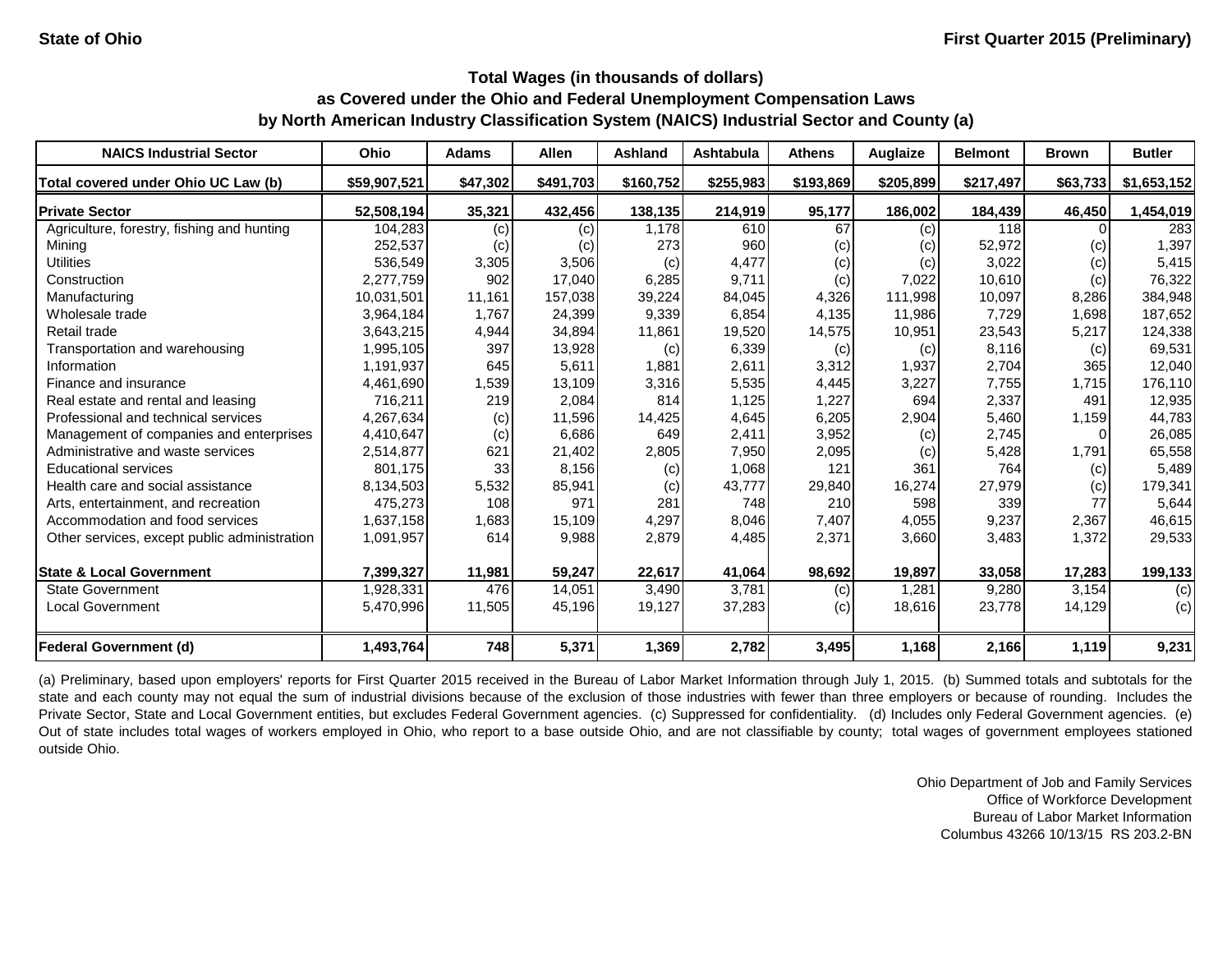State of Ohio

First Quarter 2015 (Preliminary)

## Total Wages (in thousands of dollars)
## as Covered under the Ohio and Federal Unemployment Compensation Laws
## by North American Industry Classification System (NAICS) Industrial Sector and County (a)

| NAICS Industrial Sector | Ohio | Adams | Allen | Ashland | Ashtabula | Athens | Auglaize | Belmont | Brown | Butler |
|---|---|---|---|---|---|---|---|---|---|---|
| **Total covered under Ohio UC Law (b)** | **$59,907,521** | **$47,302** | **$491,703** | **$160,752** | **$255,983** | **$193,869** | **$205,899** | **$217,497** | **$63,733** | **$1,653,152** |
| **Private Sector** | **52,508,194** | **35,321** | **432,456** | **138,135** | **214,919** | **95,177** | **186,002** | **184,439** | **46,450** | **1,454,019** |
| Agriculture, forestry, fishing and hunting | 104,283 | (c) | (c) | 1,178 | 610 | 67 | (c) | 118 | 0 | 283 |
| Mining | 252,537 | (c) | (c) | 273 | 960 | (c) | (c) | 52,972 | (c) | 1,397 |
| Utilities | 536,549 | 3,305 | 3,506 | (c) | 4,477 | (c) | (c) | 3,022 | (c) | 5,415 |
| Construction | 2,277,759 | 902 | 17,040 | 6,285 | 9,711 | (c) | 7,022 | 10,610 | (c) | 76,322 |
| Manufacturing | 10,031,501 | 11,161 | 157,038 | 39,224 | 84,045 | 4,326 | 111,998 | 10,097 | 8,286 | 384,948 |
| Wholesale trade | 3,964,184 | 1,767 | 24,399 | 9,339 | 6,854 | 4,135 | 11,986 | 7,729 | 1,698 | 187,652 |
| Retail trade | 3,643,215 | 4,944 | 34,894 | 11,861 | 19,520 | 14,575 | 10,951 | 23,543 | 5,217 | 124,338 |
| Transportation and warehousing | 1,995,105 | 397 | 13,928 | (c) | 6,339 | (c) | (c) | 8,116 | (c) | 69,531 |
| Information | 1,191,937 | 645 | 5,611 | 1,881 | 2,611 | 3,312 | 1,937 | 2,704 | 365 | 12,040 |
| Finance and insurance | 4,461,690 | 1,539 | 13,109 | 3,316 | 5,535 | 4,445 | 3,227 | 7,755 | 1,715 | 176,110 |
| Real estate and rental and leasing | 716,211 | 219 | 2,084 | 814 | 1,125 | 1,227 | 694 | 2,337 | 491 | 12,935 |
| Professional and technical services | 4,267,634 | (c) | 11,596 | 14,425 | 4,645 | 6,205 | 2,904 | 5,460 | 1,159 | 44,783 |
| Management of companies and enterprises | 4,410,647 | (c) | 6,686 | 649 | 2,411 | 3,952 | (c) | 2,745 | 0 | 26,085 |
| Administrative and waste services | 2,514,877 | 621 | 21,402 | 2,805 | 7,950 | 2,095 | (c) | 5,428 | 1,791 | 65,558 |
| Educational services | 801,175 | 33 | 8,156 | (c) | 1,068 | 121 | 361 | 764 | (c) | 5,489 |
| Health care and social assistance | 8,134,503 | 5,532 | 85,941 | (c) | 43,777 | 29,840 | 16,274 | 27,979 | (c) | 179,341 |
| Arts, entertainment, and recreation | 475,273 | 108 | 971 | 281 | 748 | 210 | 598 | 339 | 77 | 5,644 |
| Accommodation and food services | 1,637,158 | 1,683 | 15,109 | 4,297 | 8,046 | 7,407 | 4,055 | 9,237 | 2,367 | 46,615 |
| Other services, except public administration | 1,091,957 | 614 | 9,988 | 2,879 | 4,485 | 2,371 | 3,660 | 3,483 | 1,372 | 29,533 |
| **State & Local Government** | **7,399,327** | **11,981** | **59,247** | **22,617** | **41,064** | **98,692** | **19,897** | **33,058** | **17,283** | **199,133** |
| State Government | 1,928,331 | 476 | 14,051 | 3,490 | 3,781 | (c) | 1,281 | 9,280 | 3,154 | (c) |
| Local Government | 5,470,996 | 11,505 | 45,196 | 19,127 | 37,283 | (c) | 18,616 | 23,778 | 14,129 | (c) |
| **Federal Government (d)** | **1,493,764** | **748** | **5,371** | **1,369** | **2,782** | **3,495** | **1,168** | **2,166** | **1,119** | **9,231** |

(a) Preliminary, based upon employers' reports for First Quarter 2015 received in the Bureau of Labor Market Information through July 1, 2015. (b) Summed totals and subtotals for the state and each county may not equal the sum of industrial divisions because of the exclusion of those industries with fewer than three employers or because of rounding. Includes the Private Sector, State and Local Government entities, but excludes Federal Government agencies. (c) Suppressed for confidentiality. (d) Includes only Federal Government agencies. (e) Out of state includes total wages of workers employed in Ohio, who report to a base outside Ohio, and are not classifiable by county; total wages of government employees stationed outside Ohio.

Ohio Department of Job and Family Services
Office of Workforce Development
Bureau of Labor Market Information
Columbus 43266 10/13/15 RS 203.2-BN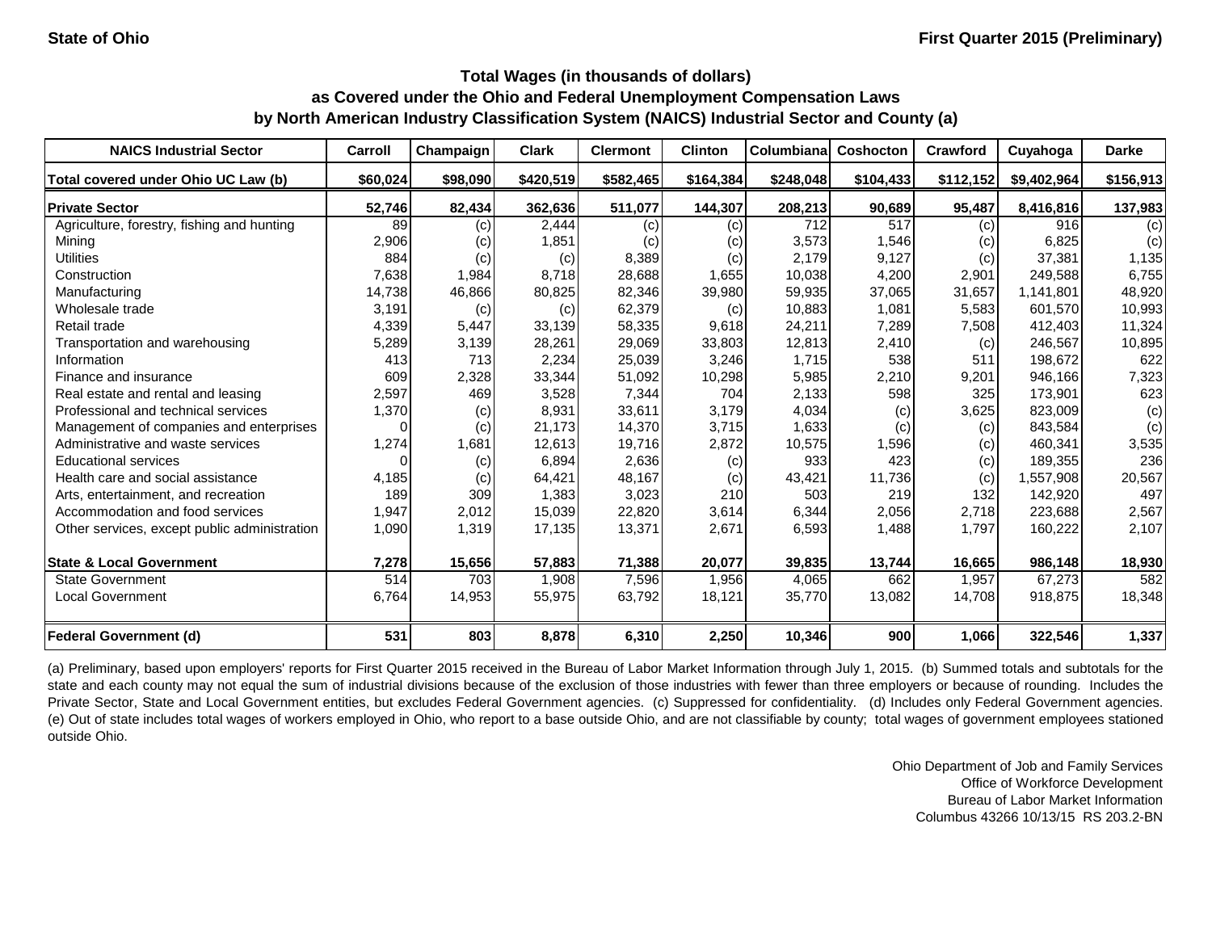State of Ohio

First Quarter 2015 (Preliminary)

## Total Wages (in thousands of dollars) as Covered under the Ohio and Federal Unemployment Compensation Laws by North American Industry Classification System (NAICS) Industrial Sector and County (a)

| NAICS Industrial Sector | Carroll | Champaign | Clark | Clermont | Clinton | Columbiana | Coshocton | Crawford | Cuyahoga | Darke |
|---|---|---|---|---|---|---|---|---|---|---|
| **Total covered under Ohio UC Law (b)** | **$60,024** | **$98,090** | **$420,519** | **$582,465** | **$164,384** | **$248,048** | **$104,433** | **$112,152** | **$9,402,964** | **$156,913** |
| **Private Sector** | **52,746** | **82,434** | **362,636** | **511,077** | **144,307** | **208,213** | **90,689** | **95,487** | **8,416,816** | **137,983** |
| Agriculture, forestry, fishing and hunting | 89 | (c) | 2,444 | (c) | (c) | 712 | 517 | (c) | 916 | (c) |
| Mining | 2,906 | (c) | 1,851 | (c) | (c) | 3,573 | 1,546 | (c) | 6,825 | (c) |
| Utilities | 884 | (c) | (c) | 8,389 | (c) | 2,179 | 9,127 | (c) | 37,381 | 1,135 |
| Construction | 7,638 | 1,984 | 8,718 | 28,688 | 1,655 | 10,038 | 4,200 | 2,901 | 249,588 | 6,755 |
| Manufacturing | 14,738 | 46,866 | 80,825 | 82,346 | 39,980 | 59,935 | 37,065 | 31,657 | 1,141,801 | 48,920 |
| Wholesale trade | 3,191 | (c) | (c) | 62,379 | (c) | 10,883 | 1,081 | 5,583 | 601,570 | 10,993 |
| Retail trade | 4,339 | 5,447 | 33,139 | 58,335 | 9,618 | 24,211 | 7,289 | 7,508 | 412,403 | 11,324 |
| Transportation and warehousing | 5,289 | 3,139 | 28,261 | 29,069 | 33,803 | 12,813 | 2,410 | (c) | 246,567 | 10,895 |
| Information | 413 | 713 | 2,234 | 25,039 | 3,246 | 1,715 | 538 | 511 | 198,672 | 622 |
| Finance and insurance | 609 | 2,328 | 33,344 | 51,092 | 10,298 | 5,985 | 2,210 | 9,201 | 946,166 | 7,323 |
| Real estate and rental and leasing | 2,597 | 469 | 3,528 | 7,344 | 704 | 2,133 | 598 | 325 | 173,901 | 623 |
| Professional and technical services | 1,370 | (c) | 8,931 | 33,611 | 3,179 | 4,034 | (c) | 3,625 | 823,009 | (c) |
| Management of companies and enterprises | 0 | (c) | 21,173 | 14,370 | 3,715 | 1,633 | (c) | (c) | 843,584 | (c) |
| Administrative and waste services | 1,274 | 1,681 | 12,613 | 19,716 | 2,872 | 10,575 | 1,596 | (c) | 460,341 | 3,535 |
| Educational services | 0 | (c) | 6,894 | 2,636 | (c) | 933 | 423 | (c) | 189,355 | 236 |
| Health care and social assistance | 4,185 | (c) | 64,421 | 48,167 | (c) | 43,421 | 11,736 | (c) | 1,557,908 | 20,567 |
| Arts, entertainment, and recreation | 189 | 309 | 1,383 | 3,023 | 210 | 503 | 219 | 132 | 142,920 | 497 |
| Accommodation and food services | 1,947 | 2,012 | 15,039 | 22,820 | 3,614 | 6,344 | 2,056 | 2,718 | 223,688 | 2,567 |
| Other services, except public administration | 1,090 | 1,319 | 17,135 | 13,371 | 2,671 | 6,593 | 1,488 | 1,797 | 160,222 | 2,107 |
| **State & Local Government** | **7,278** | **15,656** | **57,883** | **71,388** | **20,077** | **39,835** | **13,744** | **16,665** | **986,148** | **18,930** |
| State Government | 514 | 703 | 1,908 | 7,596 | 1,956 | 4,065 | 662 | 1,957 | 67,273 | 582 |
| Local Government | 6,764 | 14,953 | 55,975 | 63,792 | 18,121 | 35,770 | 13,082 | 14,708 | 918,875 | 18,348 |
| **Federal Government (d)** | **531** | **803** | **8,878** | **6,310** | **2,250** | **10,346** | **900** | **1,066** | **322,546** | **1,337** |

(a) Preliminary, based upon employers' reports for First Quarter 2015 received in the Bureau of Labor Market Information through July 1, 2015. (b) Summed totals and subtotals for the state and each county may not equal the sum of industrial divisions because of the exclusion of those industries with fewer than three employers or because of rounding. Includes the Private Sector, State and Local Government entities, but excludes Federal Government agencies. (c) Suppressed for confidentiality. (d) Includes only Federal Government agencies. (e) Out of state includes total wages of workers employed in Ohio, who report to a base outside Ohio, and are not classifiable by county; total wages of government employees stationed outside Ohio.

Ohio Department of Job and Family Services
Office of Workforce Development
Bureau of Labor Market Information
Columbus 43266 10/13/15 RS 203.2-BN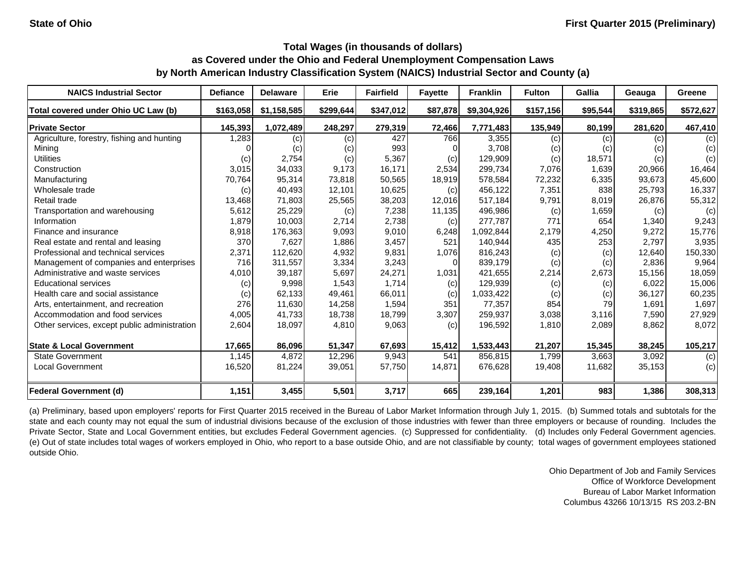State of Ohio | First Quarter 2015 (Preliminary)

## Total Wages (in thousands of dollars)
## as Covered under the Ohio and Federal Unemployment Compensation Laws
## by North American Industry Classification System (NAICS) Industrial Sector and County (a)

| NAICS Industrial Sector | Defiance | Delaware | Erie | Fairfield | Fayette | Franklin | Fulton | Gallia | Geauga | Greene |
|---|---|---|---|---|---|---|---|---|---|---|
| **Total covered under Ohio UC Law (b)** | **$163,058** | **$1,158,585** | **$299,644** | **$347,012** | **$87,878** | **$9,304,926** | **$157,156** | **$95,544** | **$319,865** | **$572,627** |
| **Private Sector** | **145,393** | **1,072,489** | **248,297** | **279,319** | **72,466** | **7,771,483** | **135,949** | **80,199** | **281,620** | **467,410** |
| Agriculture, forestry, fishing and hunting | 1,283 | (c) | (c) | 427 | 766 | 3,355 | (c) | (c) | (c) | (c) |
| Mining | 0 | (c) | (c) | 993 | 0 | 3,708 | (c) | (c) | (c) | (c) |
| Utilities | (c) | 2,754 | (c) | 5,367 | (c) | 129,909 | (c) | 18,571 | (c) | (c) |
| Construction | 3,015 | 34,033 | 9,173 | 16,171 | 2,534 | 299,734 | 7,076 | 1,639 | 20,966 | 16,464 |
| Manufacturing | 70,764 | 95,314 | 73,818 | 50,565 | 18,919 | 578,584 | 72,232 | 6,335 | 93,673 | 45,600 |
| Wholesale trade | (c) | 40,493 | 12,101 | 10,625 | (c) | 456,122 | 7,351 | 838 | 25,793 | 16,337 |
| Retail trade | 13,468 | 71,803 | 25,565 | 38,203 | 12,016 | 517,184 | 9,791 | 8,019 | 26,876 | 55,312 |
| Transportation and warehousing | 5,612 | 25,229 | (c) | 7,238 | 11,135 | 496,986 | (c) | 1,659 | (c) | (c) |
| Information | 1,879 | 10,003 | 2,714 | 2,738 | (c) | 277,787 | 771 | 654 | 1,340 | 9,243 |
| Finance and insurance | 8,918 | 176,363 | 9,093 | 9,010 | 6,248 | 1,092,844 | 2,179 | 4,250 | 9,272 | 15,776 |
| Real estate and rental and leasing | 370 | 7,627 | 1,886 | 3,457 | 521 | 140,944 | 435 | 253 | 2,797 | 3,935 |
| Professional and technical services | 2,371 | 112,620 | 4,932 | 9,831 | 1,076 | 816,243 | (c) | (c) | 12,640 | 150,330 |
| Management of companies and enterprises | 716 | 311,557 | 3,334 | 3,243 | 0 | 839,179 | (c) | (c) | 2,836 | 9,964 |
| Administrative and waste services | 4,010 | 39,187 | 5,697 | 24,271 | 1,031 | 421,655 | 2,214 | 2,673 | 15,156 | 18,059 |
| Educational services | (c) | 9,998 | 1,543 | 1,714 | (c) | 129,939 | (c) | (c) | 6,022 | 15,006 |
| Health care and social assistance | (c) | 62,133 | 49,461 | 66,011 | (c) | 1,033,422 | (c) | (c) | 36,127 | 60,235 |
| Arts, entertainment, and recreation | 276 | 11,630 | 14,258 | 1,594 | 351 | 77,357 | 854 | 79 | 1,691 | 1,697 |
| Accommodation and food services | 4,005 | 41,733 | 18,738 | 18,799 | 3,307 | 259,937 | 3,038 | 3,116 | 7,590 | 27,929 |
| Other services, except public administration | 2,604 | 18,097 | 4,810 | 9,063 | (c) | 196,592 | 1,810 | 2,089 | 8,862 | 8,072 |
| **State & Local Government** | **17,665** | **86,096** | **51,347** | **67,693** | **15,412** | **1,533,443** | **21,207** | **15,345** | **38,245** | **105,217** |
| State Government | 1,145 | 4,872 | 12,296 | 9,943 | 541 | 856,815 | 1,799 | 3,663 | 3,092 | (c) |
| Local Government | 16,520 | 81,224 | 39,051 | 57,750 | 14,871 | 676,628 | 19,408 | 11,682 | 35,153 | (c) |
| **Federal Government (d)** | **1,151** | **3,455** | **5,501** | **3,717** | **665** | **239,164** | **1,201** | **983** | **1,386** | **308,313** |

(a) Preliminary, based upon employers' reports for First Quarter 2015 received in the Bureau of Labor Market Information through July 1, 2015. (b) Summed totals and subtotals for the state and each county may not equal the sum of industrial divisions because of the exclusion of those industries with fewer than three employers or because of rounding. Includes the Private Sector, State and Local Government entities, but excludes Federal Government agencies. (c) Suppressed for confidentiality. (d) Includes only Federal Government agencies. (e) Out of state includes total wages of workers employed in Ohio, who report to a base outside Ohio, and are not classifiable by county; total wages of government employees stationed outside Ohio.

Ohio Department of Job and Family Services
Office of Workforce Development
Bureau of Labor Market Information
Columbus 43266 10/13/15 RS 203.2-BN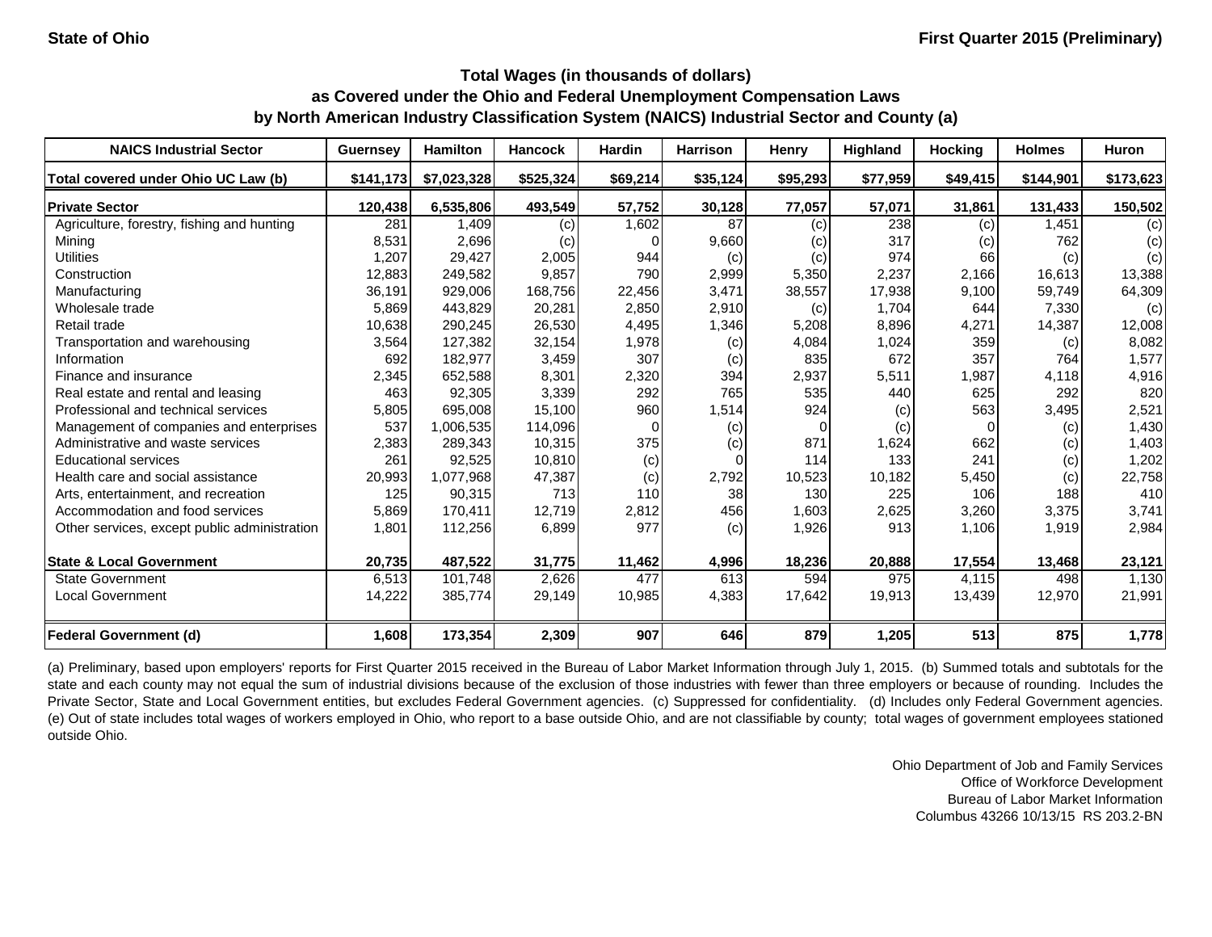State of Ohio

First Quarter 2015 (Preliminary)

### Total Wages (in thousands of dollars)
### as Covered under the Ohio and Federal Unemployment Compensation Laws
### by North American Industry Classification System (NAICS) Industrial Sector and County (a)

| NAICS Industrial Sector | Guernsey | Hamilton | Hancock | Hardin | Harrison | Henry | Highland | Hocking | Holmes | Huron |
|---|---|---|---|---|---|---|---|---|---|---|
| **Total covered under Ohio UC Law (b)** | **$141,173** | **$7,023,328** | **$525,324** | **$69,214** | **$35,124** | **$95,293** | **$77,959** | **$49,415** | **$144,901** | **$173,623** |
| **Private Sector** | **120,438** | **6,535,806** | **493,549** | **57,752** | **30,128** | **77,057** | **57,071** | **31,861** | **131,433** | **150,502** |
| Agriculture, forestry, fishing and hunting | 281 | 1,409 | (c) | 1,602 | 87 | (c) | 238 | (c) | 1,451 | (c) |
| Mining | 8,531 | 2,696 | (c) | 0 | 9,660 | (c) | 317 | (c) | 762 | (c) |
| Utilities | 1,207 | 29,427 | 2,005 | 944 | (c) | (c) | 974 | 66 | (c) | (c) |
| Construction | 12,883 | 249,582 | 9,857 | 790 | 2,999 | 5,350 | 2,237 | 2,166 | 16,613 | 13,388 |
| Manufacturing | 36,191 | 929,006 | 168,756 | 22,456 | 3,471 | 38,557 | 17,938 | 9,100 | 59,749 | 64,309 |
| Wholesale trade | 5,869 | 443,829 | 20,281 | 2,850 | 2,910 | (c) | 1,704 | 644 | 7,330 | (c) |
| Retail trade | 10,638 | 290,245 | 26,530 | 4,495 | 1,346 | 5,208 | 8,896 | 4,271 | 14,387 | 12,008 |
| Transportation and warehousing | 3,564 | 127,382 | 32,154 | 1,978 | (c) | 4,084 | 1,024 | 359 | (c) | 8,082 |
| Information | 692 | 182,977 | 3,459 | 307 | (c) | 835 | 672 | 357 | 764 | 1,577 |
| Finance and insurance | 2,345 | 652,588 | 8,301 | 2,320 | 394 | 2,937 | 5,511 | 1,987 | 4,118 | 4,916 |
| Real estate and rental and leasing | 463 | 92,305 | 3,339 | 292 | 765 | 535 | 440 | 625 | 292 | 820 |
| Professional and technical services | 5,805 | 695,008 | 15,100 | 960 | 1,514 | 924 | (c) | 563 | 3,495 | 2,521 |
| Management of companies and enterprises | 537 | 1,006,535 | 114,096 | 0 | (c) | 0 | (c) | 0 | (c) | 1,430 |
| Administrative and waste services | 2,383 | 289,343 | 10,315 | 375 | (c) | 871 | 1,624 | 662 | (c) | 1,403 |
| Educational services | 261 | 92,525 | 10,810 | (c) | 0 | 114 | 133 | 241 | (c) | 1,202 |
| Health care and social assistance | 20,993 | 1,077,968 | 47,387 | (c) | 2,792 | 10,523 | 10,182 | 5,450 | (c) | 22,758 |
| Arts, entertainment, and recreation | 125 | 90,315 | 713 | 110 | 38 | 130 | 225 | 106 | 188 | 410 |
| Accommodation and food services | 5,869 | 170,411 | 12,719 | 2,812 | 456 | 1,603 | 2,625 | 3,260 | 3,375 | 3,741 |
| Other services, except public administration | 1,801 | 112,256 | 6,899 | 977 | (c) | 1,926 | 913 | 1,106 | 1,919 | 2,984 |
| **State & Local Government** | **20,735** | **487,522** | **31,775** | **11,462** | **4,996** | **18,236** | **20,888** | **17,554** | **13,468** | **23,121** |
| State Government | 6,513 | 101,748 | 2,626 | 477 | 613 | 594 | 975 | 4,115 | 498 | 1,130 |
| Local Government | 14,222 | 385,774 | 29,149 | 10,985 | 4,383 | 17,642 | 19,913 | 13,439 | 12,970 | 21,991 |
| **Federal Government (d)** | **1,608** | **173,354** | **2,309** | **907** | **646** | **879** | **1,205** | **513** | **875** | **1,778** |

(a) Preliminary, based upon employers' reports for First Quarter 2015 received in the Bureau of Labor Market Information through July 1, 2015. (b) Summed totals and subtotals for the state and each county may not equal the sum of industrial divisions because of the exclusion of those industries with fewer than three employers or because of rounding. Includes the Private Sector, State and Local Government entities, but excludes Federal Government agencies. (c) Suppressed for confidentiality. (d) Includes only Federal Government agencies. (e) Out of state includes total wages of workers employed in Ohio, who report to a base outside Ohio, and are not classifiable by county; total wages of government employees stationed outside Ohio.

Ohio Department of Job and Family Services
Office of Workforce Development
Bureau of Labor Market Information
Columbus 43266 10/13/15 RS 203.2-BN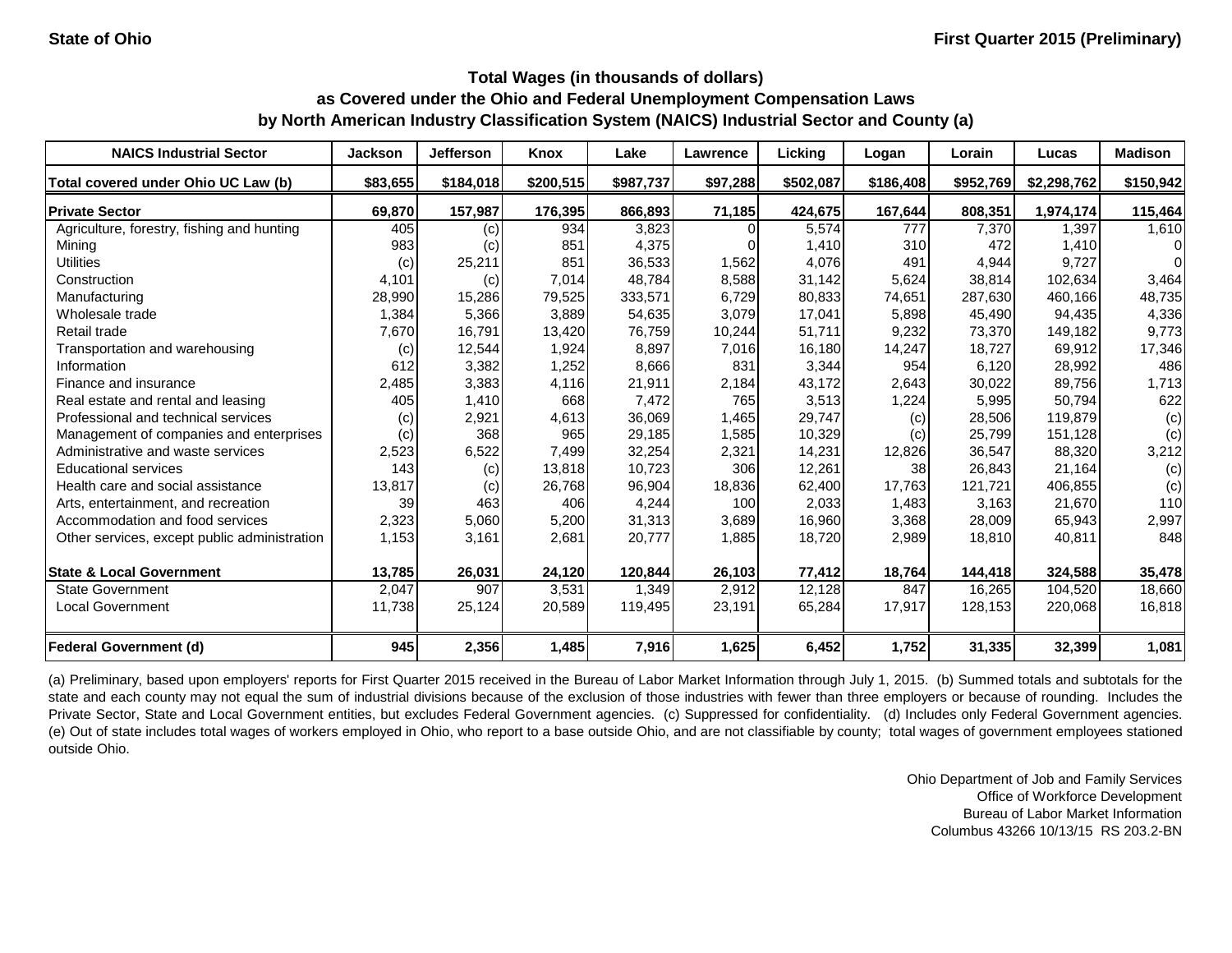State of Ohio

First Quarter 2015 (Preliminary)

## Total Wages (in thousands of dollars) as Covered under the Ohio and Federal Unemployment Compensation Laws by North American Industry Classification System (NAICS) Industrial Sector and County (a)

| NAICS Industrial Sector | Jackson | Jefferson | Knox | Lake | Lawrence | Licking | Logan | Lorain | Lucas | Madison |
|---|---|---|---|---|---|---|---|---|---|---|
| **Total covered under Ohio UC Law (b)** | **$83,655** | **$184,018** | **$200,515** | **$987,737** | **$97,288** | **$502,087** | **$186,408** | **$952,769** | **$2,298,762** | **$150,942** |
| **Private Sector** | **69,870** | **157,987** | **176,395** | **866,893** | **71,185** | **424,675** | **167,644** | **808,351** | **1,974,174** | **115,464** |
| Agriculture, forestry, fishing and hunting | 405 | (c) | 934 | 3,823 | 0 | 5,574 | 777 | 7,370 | 1,397 | 1,610 |
| Mining | 983 | (c) | 851 | 4,375 | 0 | 1,410 | 310 | 472 | 1,410 | 0 |
| Utilities | (c) | 25,211 | 851 | 36,533 | 1,562 | 4,076 | 491 | 4,944 | 9,727 | 0 |
| Construction | 4,101 | (c) | 7,014 | 48,784 | 8,588 | 31,142 | 5,624 | 38,814 | 102,634 | 3,464 |
| Manufacturing | 28,990 | 15,286 | 79,525 | 333,571 | 6,729 | 80,833 | 74,651 | 287,630 | 460,166 | 48,735 |
| Wholesale trade | 1,384 | 5,366 | 3,889 | 54,635 | 3,079 | 17,041 | 5,898 | 45,490 | 94,435 | 4,336 |
| Retail trade | 7,670 | 16,791 | 13,420 | 76,759 | 10,244 | 51,711 | 9,232 | 73,370 | 149,182 | 9,773 |
| Transportation and warehousing | (c) | 12,544 | 1,924 | 8,897 | 7,016 | 16,180 | 14,247 | 18,727 | 69,912 | 17,346 |
| Information | 612 | 3,382 | 1,252 | 8,666 | 831 | 3,344 | 954 | 6,120 | 28,992 | 486 |
| Finance and insurance | 2,485 | 3,383 | 4,116 | 21,911 | 2,184 | 43,172 | 2,643 | 30,022 | 89,756 | 1,713 |
| Real estate and rental and leasing | 405 | 1,410 | 668 | 7,472 | 765 | 3,513 | 1,224 | 5,995 | 50,794 | 622 |
| Professional and technical services | (c) | 2,921 | 4,613 | 36,069 | 1,465 | 29,747 | (c) | 28,506 | 119,879 | (c) |
| Management of companies and enterprises | (c) | 368 | 965 | 29,185 | 1,585 | 10,329 | (c) | 25,799 | 151,128 | (c) |
| Administrative and waste services | 2,523 | 6,522 | 7,499 | 32,254 | 2,321 | 14,231 | 12,826 | 36,547 | 88,320 | 3,212 |
| Educational services | 143 | (c) | 13,818 | 10,723 | 306 | 12,261 | 38 | 26,843 | 21,164 | (c) |
| Health care and social assistance | 13,817 | (c) | 26,768 | 96,904 | 18,836 | 62,400 | 17,763 | 121,721 | 406,855 | (c) |
| Arts, entertainment, and recreation | 39 | 463 | 406 | 4,244 | 100 | 2,033 | 1,483 | 3,163 | 21,670 | 110 |
| Accommodation and food services | 2,323 | 5,060 | 5,200 | 31,313 | 3,689 | 16,960 | 3,368 | 28,009 | 65,943 | 2,997 |
| Other services, except public administration | 1,153 | 3,161 | 2,681 | 20,777 | 1,885 | 18,720 | 2,989 | 18,810 | 40,811 | 848 |
| **State & Local Government** | **13,785** | **26,031** | **24,120** | **120,844** | **26,103** | **77,412** | **18,764** | **144,418** | **324,588** | **35,478** |
| State Government | 2,047 | 907 | 3,531 | 1,349 | 2,912 | 12,128 | 847 | 16,265 | 104,520 | 18,660 |
| Local Government | 11,738 | 25,124 | 20,589 | 119,495 | 23,191 | 65,284 | 17,917 | 128,153 | 220,068 | 16,818 |
| **Federal Government (d)** | **945** | **2,356** | **1,485** | **7,916** | **1,625** | **6,452** | **1,752** | **31,335** | **32,399** | **1,081** |

(a) Preliminary, based upon employers' reports for First Quarter 2015 received in the Bureau of Labor Market Information through July 1, 2015. (b) Summed totals and subtotals for the state and each county may not equal the sum of industrial divisions because of the exclusion of those industries with fewer than three employers or because of rounding. Includes the Private Sector, State and Local Government entities, but excludes Federal Government agencies. (c) Suppressed for confidentiality. (d) Includes only Federal Government agencies. (e) Out of state includes total wages of workers employed in Ohio, who report to a base outside Ohio, and are not classifiable by county; total wages of government employees stationed outside Ohio.

Ohio Department of Job and Family Services
Office of Workforce Development
Bureau of Labor Market Information
Columbus 43266 10/13/15 RS 203.2-BN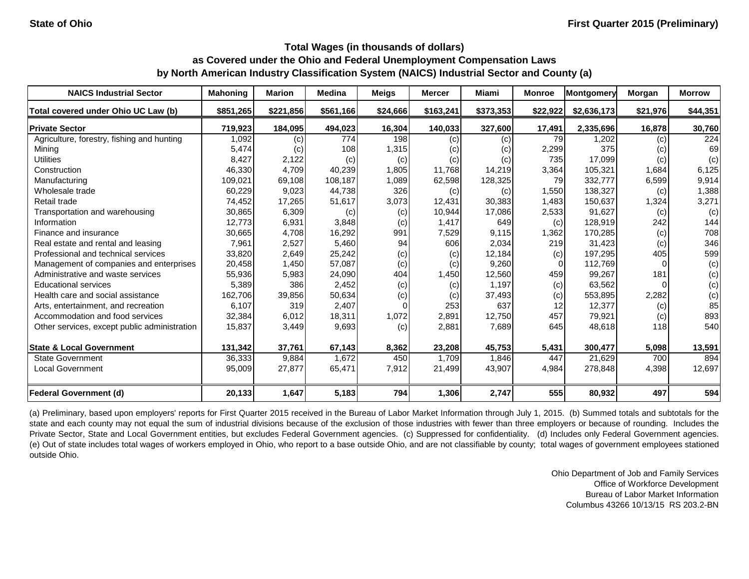State of Ohio

First Quarter 2015 (Preliminary)

### Total Wages (in thousands of dollars)
### as Covered under the Ohio and Federal Unemployment Compensation Laws
### by North American Industry Classification System (NAICS) Industrial Sector and County (a)

| NAICS Industrial Sector | Mahoning | Marion | Medina | Meigs | Mercer | Miami | Monroe | Montgomery | Morgan | Morrow |
|---|---|---|---|---|---|---|---|---|---|---|
| **Total covered under Ohio UC Law (b)** | **$851,265** | **$221,856** | **$561,166** | **$24,666** | **$163,241** | **$373,353** | **$22,922** | **$2,636,173** | **$21,976** | **$44,351** |
| **Private Sector** | **719,923** | **184,095** | **494,023** | **16,304** | **140,033** | **327,600** | **17,491** | **2,335,696** | **16,878** | **30,760** |
| Agriculture, forestry, fishing and hunting | 1,092 | (c) | 774 | 198 | (c) | (c) | 79 | 1,202 | (c) | 224 |
| Mining | 5,474 | (c) | 108 | 1,315 | (c) | (c) | 2,299 | 375 | (c) | 69 |
| Utilities | 8,427 | 2,122 | (c) | (c) | (c) | (c) | 735 | 17,099 | (c) | (c) |
| Construction | 46,330 | 4,709 | 40,239 | 1,805 | 11,768 | 14,219 | 3,364 | 105,321 | 1,684 | 6,125 |
| Manufacturing | 109,021 | 69,108 | 108,187 | 1,089 | 62,598 | 128,325 | 79 | 332,777 | 6,599 | 9,914 |
| Wholesale trade | 60,229 | 9,023 | 44,738 | 326 | (c) | (c) | 1,550 | 138,327 | (c) | 1,388 |
| Retail trade | 74,452 | 17,265 | 51,617 | 3,073 | 12,431 | 30,383 | 1,483 | 150,637 | 1,324 | 3,271 |
| Transportation and warehousing | 30,865 | 6,309 | (c) | (c) | 10,944 | 17,086 | 2,533 | 91,627 | (c) | (c) |
| Information | 12,773 | 6,931 | 3,848 | (c) | 1,417 | 649 | (c) | 128,919 | 242 | 144 |
| Finance and insurance | 30,665 | 4,708 | 16,292 | 991 | 7,529 | 9,115 | 1,362 | 170,285 | (c) | 708 |
| Real estate and rental and leasing | 7,961 | 2,527 | 5,460 | 94 | 606 | 2,034 | 219 | 31,423 | (c) | 346 |
| Professional and technical services | 33,820 | 2,649 | 25,242 | (c) | (c) | 12,184 | (c) | 197,295 | 405 | 599 |
| Management of companies and enterprises | 20,458 | 1,450 | 57,087 | (c) | (c) | 9,260 | 0 | 112,769 | 0 | (c) |
| Administrative and waste services | 55,936 | 5,983 | 24,090 | 404 | 1,450 | 12,560 | 459 | 99,267 | 181 | (c) |
| Educational services | 5,389 | 386 | 2,452 | (c) | (c) | 1,197 | (c) | 63,562 | 0 | (c) |
| Health care and social assistance | 162,706 | 39,856 | 50,634 | (c) | (c) | 37,493 | (c) | 553,895 | 2,282 | (c) |
| Arts, entertainment, and recreation | 6,107 | 319 | 2,407 | 0 | 253 | 637 | 12 | 12,377 | (c) | 85 |
| Accommodation and food services | 32,384 | 6,012 | 18,311 | 1,072 | 2,891 | 12,750 | 457 | 79,921 | (c) | 893 |
| Other services, except public administration | 15,837 | 3,449 | 9,693 | (c) | 2,881 | 7,689 | 645 | 48,618 | 118 | 540 |
| **State & Local Government** | **131,342** | **37,761** | **67,143** | **8,362** | **23,208** | **45,753** | **5,431** | **300,477** | **5,098** | **13,591** |
| State Government | 36,333 | 9,884 | 1,672 | 450 | 1,709 | 1,846 | 447 | 21,629 | 700 | 894 |
| Local Government | 95,009 | 27,877 | 65,471 | 7,912 | 21,499 | 43,907 | 4,984 | 278,848 | 4,398 | 12,697 |
| **Federal Government (d)** | **20,133** | **1,647** | **5,183** | **794** | **1,306** | **2,747** | **555** | **80,932** | **497** | **594** |

(a) Preliminary, based upon employers' reports for First Quarter 2015 received in the Bureau of Labor Market Information through July 1, 2015. (b) Summed totals and subtotals for the state and each county may not equal the sum of industrial divisions because of the exclusion of those industries with fewer than three employers or because of rounding. Includes the Private Sector, State and Local Government entities, but excludes Federal Government agencies. (c) Suppressed for confidentiality. (d) Includes only Federal Government agencies. (e) Out of state includes total wages of workers employed in Ohio, who report to a base outside Ohio, and are not classifiable by county; total wages of government employees stationed outside Ohio.

Ohio Department of Job and Family Services
Office of Workforce Development
Bureau of Labor Market Information
Columbus 43266 10/13/15 RS 203.2-BN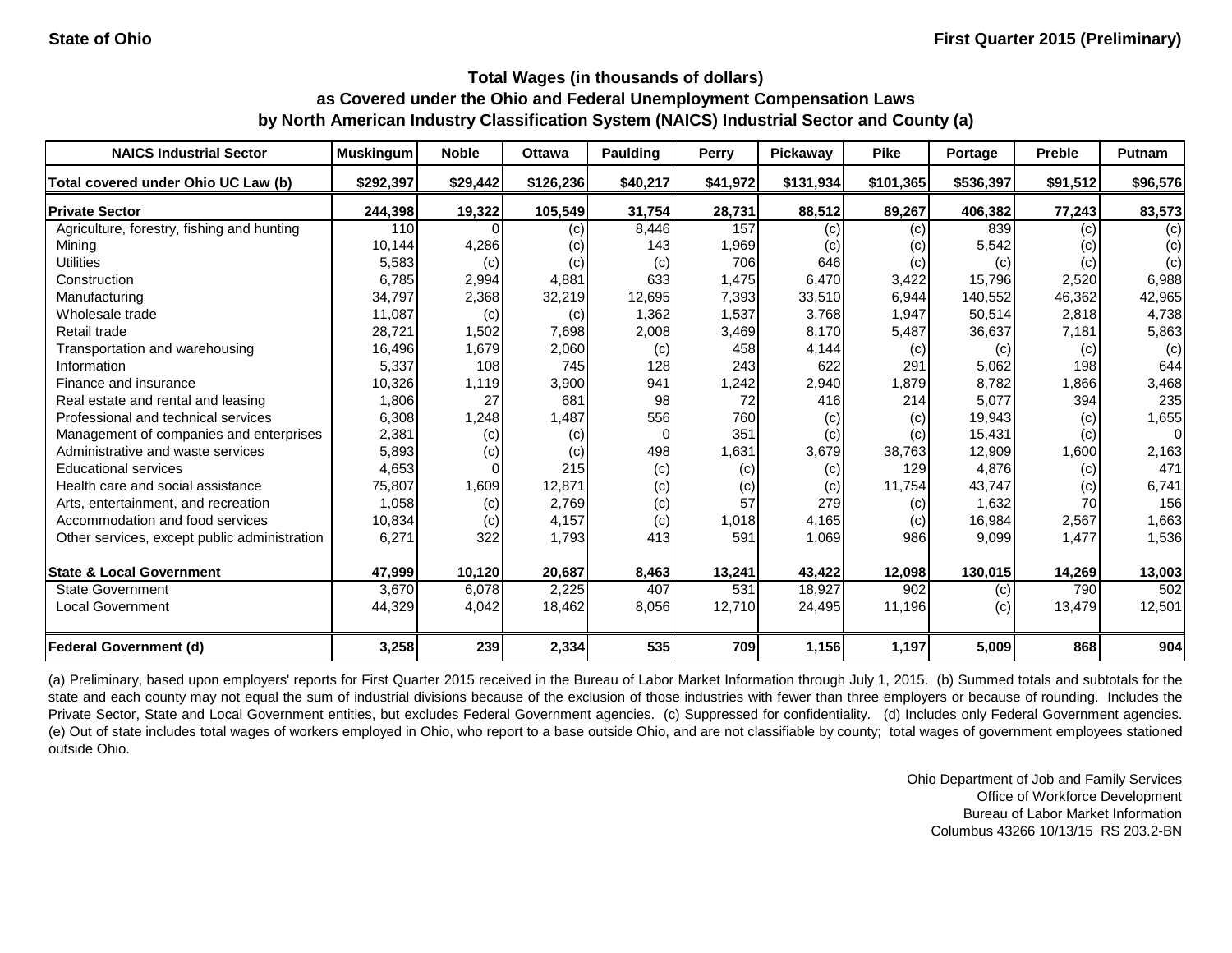State of Ohio | First Quarter 2015 (Preliminary)

### Total Wages (in thousands of dollars)
### as Covered under the Ohio and Federal Unemployment Compensation Laws
### by North American Industry Classification System (NAICS) Industrial Sector and County (a)

| NAICS Industrial Sector | Muskingum | Noble | Ottawa | Paulding | Perry | Pickaway | Pike | Portage | Preble | Putnam |
|---|---|---|---|---|---|---|---|---|---|---|
| Total covered under Ohio UC Law (b) | $292,397 | $29,442 | $126,236 | $40,217 | $41,972 | $131,934 | $101,365 | $536,397 | $91,512 | $96,576 |
| **Private Sector** | **244,398** | **19,322** | **105,549** | **31,754** | **28,731** | **88,512** | **89,267** | **406,382** | **77,243** | **83,573** |
| Agriculture, forestry, fishing and hunting | 110 | 0 | (c) | 8,446 | 157 | (c) | (c) | 839 | (c) | (c) |
| Mining | 10,144 | 4,286 | (c) | 143 | 1,969 | (c) | (c) | 5,542 | (c) | (c) |
| Utilities | 5,583 | (c) | (c) | (c) | 706 | 646 | (c) | (c) | (c) | (c) |
| Construction | 6,785 | 2,994 | 4,881 | 633 | 1,475 | 6,470 | 3,422 | 15,796 | 2,520 | 6,988 |
| Manufacturing | 34,797 | 2,368 | 32,219 | 12,695 | 7,393 | 33,510 | 6,944 | 140,552 | 46,362 | 42,965 |
| Wholesale trade | 11,087 | (c) | (c) | 1,362 | 1,537 | 3,768 | 1,947 | 50,514 | 2,818 | 4,738 |
| Retail trade | 28,721 | 1,502 | 7,698 | 2,008 | 3,469 | 8,170 | 5,487 | 36,637 | 7,181 | 5,863 |
| Transportation and warehousing | 16,496 | 1,679 | 2,060 | (c) | 458 | 4,144 | (c) | (c) | (c) | (c) |
| Information | 5,337 | 108 | 745 | 128 | 243 | 622 | 291 | 5,062 | 198 | 644 |
| Finance and insurance | 10,326 | 1,119 | 3,900 | 941 | 1,242 | 2,940 | 1,879 | 8,782 | 1,866 | 3,468 |
| Real estate and rental and leasing | 1,806 | 27 | 681 | 98 | 72 | 416 | 214 | 5,077 | 394 | 235 |
| Professional and technical services | 6,308 | 1,248 | 1,487 | 556 | 760 | (c) | (c) | 19,943 | (c) | 1,655 |
| Management of companies and enterprises | 2,381 | (c) | (c) | 0 | 351 | (c) | (c) | 15,431 | (c) | 0 |
| Administrative and waste services | 5,893 | (c) | (c) | 498 | 1,631 | 3,679 | 38,763 | 12,909 | 1,600 | 2,163 |
| Educational services | 4,653 | 0 | 215 | (c) | (c) | (c) | 129 | 4,876 | (c) | 471 |
| Health care and social assistance | 75,807 | 1,609 | 12,871 | (c) | (c) | (c) | 11,754 | 43,747 | (c) | 6,741 |
| Arts, entertainment, and recreation | 1,058 | (c) | 2,769 | (c) | 57 | 279 | (c) | 1,632 | 70 | 156 |
| Accommodation and food services | 10,834 | (c) | 4,157 | (c) | 1,018 | 4,165 | (c) | 16,984 | 2,567 | 1,663 |
| Other services, except public administration | 6,271 | 322 | 1,793 | 413 | 591 | 1,069 | 986 | 9,099 | 1,477 | 1,536 |
| **State & Local Government** | **47,999** | **10,120** | **20,687** | **8,463** | **13,241** | **43,422** | **12,098** | **130,015** | **14,269** | **13,003** |
| State Government | 3,670 | 6,078 | 2,225 | 407 | 531 | 18,927 | 902 | (c) | 790 | 502 |
| Local Government | 44,329 | 4,042 | 18,462 | 8,056 | 12,710 | 24,495 | 11,196 | (c) | 13,479 | 12,501 |
| **Federal Government (d)** | **3,258** | **239** | **2,334** | **535** | **709** | **1,156** | **1,197** | **5,009** | **868** | **904** |

(a) Preliminary, based upon employers' reports for First Quarter 2015 received in the Bureau of Labor Market Information through July 1, 2015. (b) Summed totals and subtotals for the state and each county may not equal the sum of industrial divisions because of the exclusion of those industries with fewer than three employers or because of rounding. Includes the Private Sector, State and Local Government entities, but excludes Federal Government agencies. (c) Suppressed for confidentiality. (d) Includes only Federal Government agencies. (e) Out of state includes total wages of workers employed in Ohio, who report to a base outside Ohio, and are not classifiable by county; total wages of government employees stationed outside Ohio.

Ohio Department of Job and Family Services
Office of Workforce Development
Bureau of Labor Market Information
Columbus 43266 10/13/15 RS 203.2-BN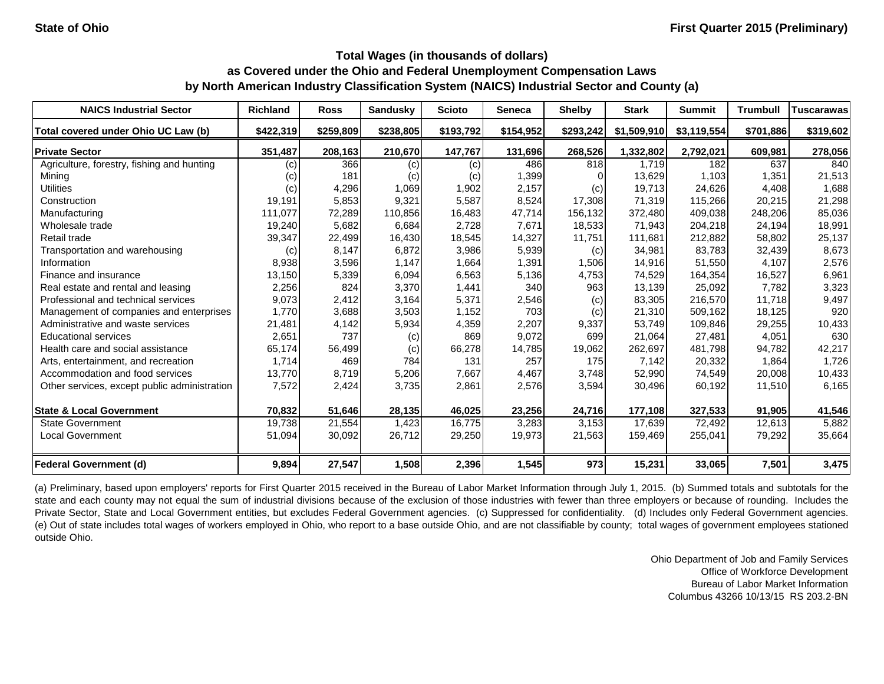State of Ohio

First Quarter 2015 (Preliminary)

## Total Wages (in thousands of dollars) as Covered under the Ohio and Federal Unemployment Compensation Laws by North American Industry Classification System (NAICS) Industrial Sector and County (a)

| NAICS Industrial Sector | Richland | Ross | Sandusky | Scioto | Seneca | Shelby | Stark | Summit | Trumbull | Tuscarawas |
|---|---|---|---|---|---|---|---|---|---|---|
| **Total covered under Ohio UC Law (b)** | **$422,319** | **$259,809** | **$238,805** | **$193,792** | **$154,952** | **$293,242** | **$1,509,910** | **$3,119,554** | **$701,886** | **$319,602** |
| **Private Sector** | **351,487** | **208,163** | **210,670** | **147,767** | **131,696** | **268,526** | **1,332,802** | **2,792,021** | **609,981** | **278,056** |
| Agriculture, forestry, fishing and hunting | (c) | 366 | (c) | (c) | 486 | 818 | 1,719 | 182 | 637 | 840 |
| Mining | (c) | 181 | (c) | (c) | 1,399 | 0 | 13,629 | 1,103 | 1,351 | 21,513 |
| Utilities | (c) | 4,296 | 1,069 | 1,902 | 2,157 | (c) | 19,713 | 24,626 | 4,408 | 1,688 |
| Construction | 19,191 | 5,853 | 9,321 | 5,587 | 8,524 | 17,308 | 71,319 | 115,266 | 20,215 | 21,298 |
| Manufacturing | 111,077 | 72,289 | 110,856 | 16,483 | 47,714 | 156,132 | 372,480 | 409,038 | 248,206 | 85,036 |
| Wholesale trade | 19,240 | 5,682 | 6,684 | 2,728 | 7,671 | 18,533 | 71,943 | 204,218 | 24,194 | 18,991 |
| Retail trade | 39,347 | 22,499 | 16,430 | 18,545 | 14,327 | 11,751 | 111,681 | 212,882 | 58,802 | 25,137 |
| Transportation and warehousing | (c) | 8,147 | 6,872 | 3,986 | 5,939 | (c) | 34,981 | 83,783 | 32,439 | 8,673 |
| Information | 8,938 | 3,596 | 1,147 | 1,664 | 1,391 | 1,506 | 14,916 | 51,550 | 4,107 | 2,576 |
| Finance and insurance | 13,150 | 5,339 | 6,094 | 6,563 | 5,136 | 4,753 | 74,529 | 164,354 | 16,527 | 6,961 |
| Real estate and rental and leasing | 2,256 | 824 | 3,370 | 1,441 | 340 | 963 | 13,139 | 25,092 | 7,782 | 3,323 |
| Professional and technical services | 9,073 | 2,412 | 3,164 | 5,371 | 2,546 | (c) | 83,305 | 216,570 | 11,718 | 9,497 |
| Management of companies and enterprises | 1,770 | 3,688 | 3,503 | 1,152 | 703 | (c) | 21,310 | 509,162 | 18,125 | 920 |
| Administrative and waste services | 21,481 | 4,142 | 5,934 | 4,359 | 2,207 | 9,337 | 53,749 | 109,846 | 29,255 | 10,433 |
| Educational services | 2,651 | 737 | (c) | 869 | 9,072 | 699 | 21,064 | 27,481 | 4,051 | 630 |
| Health care and social assistance | 65,174 | 56,499 | (c) | 66,278 | 14,785 | 19,062 | 262,697 | 481,798 | 94,782 | 42,217 |
| Arts, entertainment, and recreation | 1,714 | 469 | 784 | 131 | 257 | 175 | 7,142 | 20,332 | 1,864 | 1,726 |
| Accommodation and food services | 13,770 | 8,719 | 5,206 | 7,667 | 4,467 | 3,748 | 52,990 | 74,549 | 20,008 | 10,433 |
| Other services, except public administration | 7,572 | 2,424 | 3,735 | 2,861 | 2,576 | 3,594 | 30,496 | 60,192 | 11,510 | 6,165 |
| **State & Local Government** | **70,832** | **51,646** | **28,135** | **46,025** | **23,256** | **24,716** | **177,108** | **327,533** | **91,905** | **41,546** |
| State Government | 19,738 | 21,554 | 1,423 | 16,775 | 3,283 | 3,153 | 17,639 | 72,492 | 12,613 | 5,882 |
| Local Government | 51,094 | 30,092 | 26,712 | 29,250 | 19,973 | 21,563 | 159,469 | 255,041 | 79,292 | 35,664 |
| **Federal Government (d)** | **9,894** | **27,547** | **1,508** | **2,396** | **1,545** | **973** | **15,231** | **33,065** | **7,501** | **3,475** |

(a) Preliminary, based upon employers' reports for First Quarter 2015 received in the Bureau of Labor Market Information through July 1, 2015. (b) Summed totals and subtotals for the state and each county may not equal the sum of industrial divisions because of the exclusion of those industries with fewer than three employers or because of rounding. Includes the Private Sector, State and Local Government entities, but excludes Federal Government agencies. (c) Suppressed for confidentiality. (d) Includes only Federal Government agencies. (e) Out of state includes total wages of workers employed in Ohio, who report to a base outside Ohio, and are not classifiable by county; total wages of government employees stationed outside Ohio.

Ohio Department of Job and Family Services
Office of Workforce Development
Bureau of Labor Market Information
Columbus 43266 10/13/15 RS 203.2-BN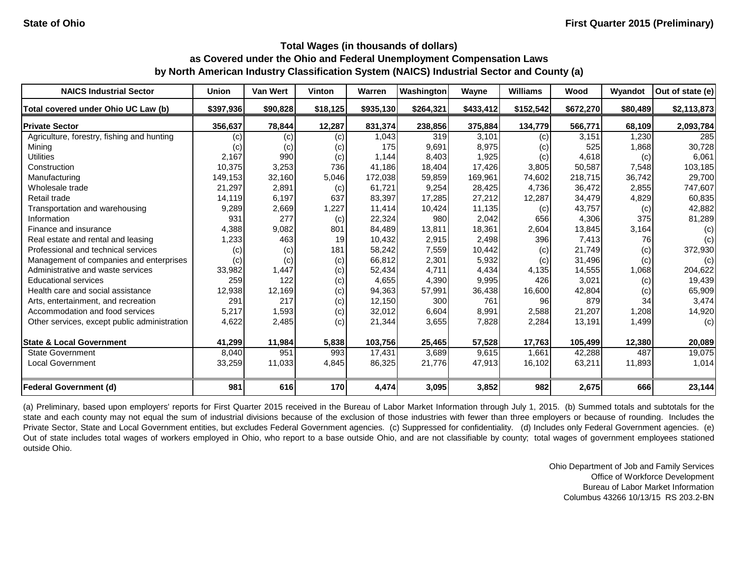**State of Ohio** **First Quarter 2015 (Preliminary)**

## Total Wages (in thousands of dollars) as Covered under the Ohio and Federal Unemployment Compensation Laws by North American Industry Classification System (NAICS) Industrial Sector and County (a)

| NAICS Industrial Sector | Union | Van Wert | Vinton | Warren | Washington | Wayne | Williams | Wood | Wyandot | Out of state (e) |
|---|---|---|---|---|---|---|---|---|---|---|
| **Total covered under Ohio UC Law (b)** | **$397,936** | **$90,828** | **$18,125** | **$935,130** | **$264,321** | **$433,412** | **$152,542** | **$672,270** | **$80,489** | **$2,113,873** |
| **Private Sector** | **356,637** | **78,844** | **12,287** | **831,374** | **238,856** | **375,884** | **134,779** | **566,771** | **68,109** | **2,093,784** |
| Agriculture, forestry, fishing and hunting | (c) | (c) | (c) | 1,043 | 319 | 3,101 | (c) | 3,151 | 1,230 | 285 |
| Mining | (c) | (c) | (c) | 175 | 9,691 | 8,975 | (c) | 525 | 1,868 | 30,728 |
| Utilities | 2,167 | 990 | (c) | 1,144 | 8,403 | 1,925 | (c) | 4,618 | (c) | 6,061 |
| Construction | 10,375 | 3,253 | 736 | 41,186 | 18,404 | 17,426 | 3,805 | 50,587 | 7,548 | 103,185 |
| Manufacturing | 149,153 | 32,160 | 5,046 | 172,038 | 59,859 | 169,961 | 74,602 | 218,715 | 36,742 | 29,700 |
| Wholesale trade | 21,297 | 2,891 | (c) | 61,721 | 9,254 | 28,425 | 4,736 | 36,472 | 2,855 | 747,607 |
| Retail trade | 14,119 | 6,197 | 637 | 83,397 | 17,285 | 27,212 | 12,287 | 34,479 | 4,829 | 60,835 |
| Transportation and warehousing | 9,289 | 2,669 | 1,227 | 11,414 | 10,424 | 11,135 | (c) | 43,757 | (c) | 42,882 |
| Information | 931 | 277 | (c) | 22,324 | 980 | 2,042 | 656 | 4,306 | 375 | 81,289 |
| Finance and insurance | 4,388 | 9,082 | 801 | 84,489 | 13,811 | 18,361 | 2,604 | 13,845 | 3,164 | (c) |
| Real estate and rental and leasing | 1,233 | 463 | 19 | 10,432 | 2,915 | 2,498 | 396 | 7,413 | 76 | (c) |
| Professional and technical services | (c) | (c) | 181 | 58,242 | 7,559 | 10,442 | (c) | 21,749 | (c) | 372,930 |
| Management of companies and enterprises | (c) | (c) | (c) | 66,812 | 2,301 | 5,932 | (c) | 31,496 | (c) | (c) |
| Administrative and waste services | 33,982 | 1,447 | (c) | 52,434 | 4,711 | 4,434 | 4,135 | 14,555 | 1,068 | 204,622 |
| Educational services | 259 | 122 | (c) | 4,655 | 4,390 | 9,995 | 426 | 3,021 | (c) | 19,439 |
| Health care and social assistance | 12,938 | 12,169 | (c) | 94,363 | 57,991 | 36,438 | 16,600 | 42,804 | (c) | 65,909 |
| Arts, entertainment, and recreation | 291 | 217 | (c) | 12,150 | 300 | 761 | 96 | 879 | 34 | 3,474 |
| Accommodation and food services | 5,217 | 1,593 | (c) | 32,012 | 6,604 | 8,991 | 2,588 | 21,207 | 1,208 | 14,920 |
| Other services, except public administration | 4,622 | 2,485 | (c) | 21,344 | 3,655 | 7,828 | 2,284 | 13,191 | 1,499 | (c) |
| **State & Local Government** | **41,299** | **11,984** | **5,838** | **103,756** | **25,465** | **57,528** | **17,763** | **105,499** | **12,380** | **20,089** |
| State Government | 8,040 | 951 | 993 | 17,431 | 3,689 | 9,615 | 1,661 | 42,288 | 487 | 19,075 |
| Local Government | 33,259 | 11,033 | 4,845 | 86,325 | 21,776 | 47,913 | 16,102 | 63,211 | 11,893 | 1,014 |
| **Federal Government (d)** | **981** | **616** | **170** | **4,474** | **3,095** | **3,852** | **982** | **2,675** | **666** | **23,144** |

(a) Preliminary, based upon employers' reports for First Quarter 2015 received in the Bureau of Labor Market Information through July 1, 2015. (b) Summed totals and subtotals for the state and each county may not equal the sum of industrial divisions because of the exclusion of those industries with fewer than three employers or because of rounding. Includes the Private Sector, State and Local Government entities, but excludes Federal Government agencies. (c) Suppressed for confidentiality. (d) Includes only Federal Government agencies. (e) Out of state includes total wages of workers employed in Ohio, who report to a base outside Ohio, and are not classifiable by county; total wages of government employees stationed outside Ohio.

Ohio Department of Job and Family Services
Office of Workforce Development
Bureau of Labor Market Information
Columbus 43266 10/13/15 RS 203.2-BN